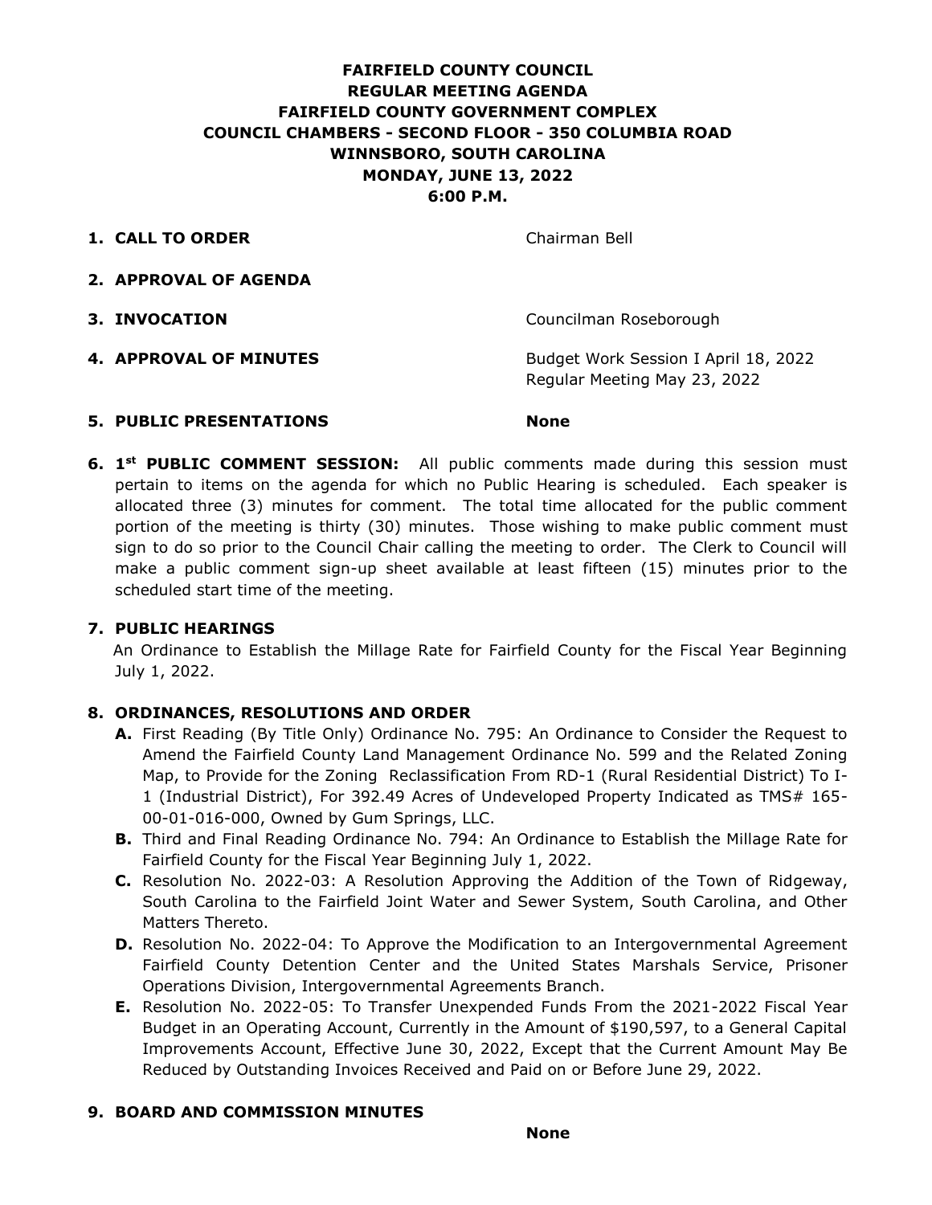# FAIRFIELD COUNTY COUNCIL
# REGULAR MEETING AGENDA
# FAIRFIELD COUNTY GOVERNMENT COMPLEX
# COUNCIL CHAMBERS - SECOND FLOOR - 350 COLUMBIA ROAD
# WINNSBORO, SOUTH CAROLINA
# MONDAY, JUNE 13, 2022
# 6:00 P.M.

1. **CALL TO ORDER** — Chairman Bell

2. **APPROVAL OF AGENDA**

3. **INVOCATION** — Councilman Roseborough

4. **APPROVAL OF MINUTES** — Budget Work Session I April 18, 2022
   Regular Meeting May 23, 2022

5. **PUBLIC PRESENTATIONS** — **None**

6. **1st PUBLIC COMMENT SESSION:** All public comments made during this session must pertain to items on the agenda for which no Public Hearing is scheduled. Each speaker is allocated three (3) minutes for comment. The total time allocated for the public comment portion of the meeting is thirty (30) minutes. Those wishing to make public comment must sign to do so prior to the Council Chair calling the meeting to order. The Clerk to Council will make a public comment sign-up sheet available at least fifteen (15) minutes prior to the scheduled start time of the meeting.

7. **PUBLIC HEARINGS**

   An Ordinance to Establish the Millage Rate for Fairfield County for the Fiscal Year Beginning July 1, 2022.

8. **ORDINANCES, RESOLUTIONS AND ORDER**

   **A.** First Reading (By Title Only) Ordinance No. 795: An Ordinance to Consider the Request to Amend the Fairfield County Land Management Ordinance No. 599 and the Related Zoning Map, to Provide for the Zoning Reclassification From RD-1 (Rural Residential District) To I-1 (Industrial District), For 392.49 Acres of Undeveloped Property Indicated as TMS# 165-00-01-016-000, Owned by Gum Springs, LLC.

   **B.** Third and Final Reading Ordinance No. 794: An Ordinance to Establish the Millage Rate for Fairfield County for the Fiscal Year Beginning July 1, 2022.

   **C.** Resolution No. 2022-03: A Resolution Approving the Addition of the Town of Ridgeway, South Carolina to the Fairfield Joint Water and Sewer System, South Carolina, and Other Matters Thereto.

   **D.** Resolution No. 2022-04: To Approve the Modification to an Intergovernmental Agreement Fairfield County Detention Center and the United States Marshals Service, Prisoner Operations Division, Intergovernmental Agreements Branch.

   **E.** Resolution No. 2022-05: To Transfer Unexpended Funds From the 2021-2022 Fiscal Year Budget in an Operating Account, Currently in the Amount of $190,597, to a General Capital Improvements Account, Effective June 30, 2022, Except that the Current Amount May Be Reduced by Outstanding Invoices Received and Paid on or Before June 29, 2022.

9. **BOARD AND COMMISSION MINUTES**

   **None**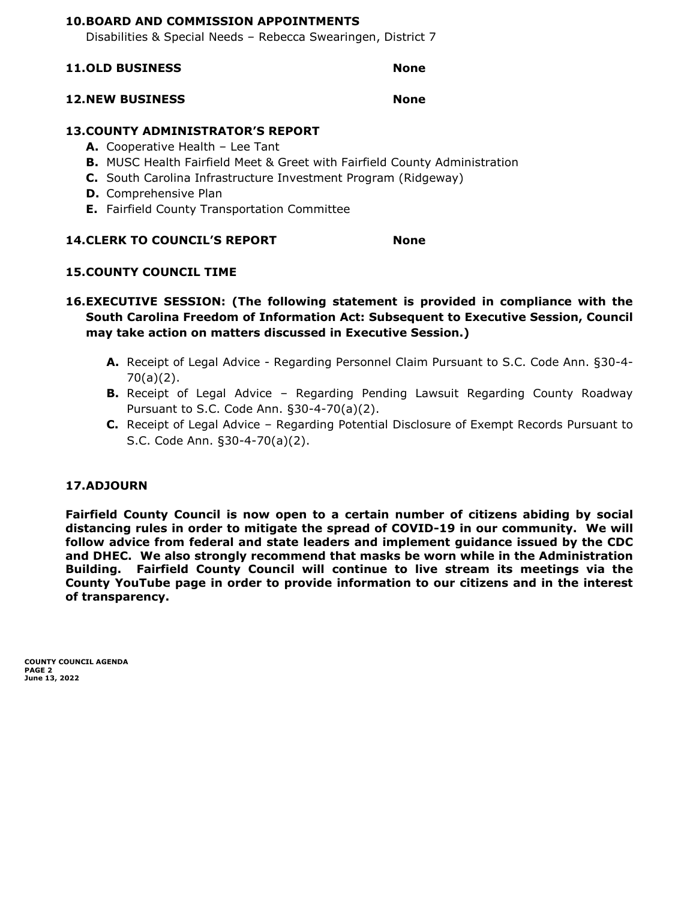**10. BOARD AND COMMISSION APPOINTMENTS**

Disabilities & Special Needs – Rebecca Swearingen, District 7

**11. OLD BUSINESS** **None**

**12. NEW BUSINESS** **None**

**13. COUNTY ADMINISTRATOR'S REPORT**

- **A.** Cooperative Health – Lee Tant
- **B.** MUSC Health Fairfield Meet & Greet with Fairfield County Administration
- **C.** South Carolina Infrastructure Investment Program (Ridgeway)
- **D.** Comprehensive Plan
- **E.** Fairfield County Transportation Committee

**14. CLERK TO COUNCIL'S REPORT** **None**

**15. COUNTY COUNCIL TIME**

**16. EXECUTIVE SESSION: (The following statement is provided in compliance with the South Carolina Freedom of Information Act: Subsequent to Executive Session, Council may take action on matters discussed in Executive Session.)**

- **A.** Receipt of Legal Advice - Regarding Personnel Claim Pursuant to S.C. Code Ann. §30-4-70(a)(2).
- **B.** Receipt of Legal Advice – Regarding Pending Lawsuit Regarding County Roadway Pursuant to S.C. Code Ann. §30-4-70(a)(2).
- **C.** Receipt of Legal Advice – Regarding Potential Disclosure of Exempt Records Pursuant to S.C. Code Ann. §30-4-70(a)(2).

**17. ADJOURN**

**Fairfield County Council is now open to a certain number of citizens abiding by social distancing rules in order to mitigate the spread of COVID-19 in our community. We will follow advice from federal and state leaders and implement guidance issued by the CDC and DHEC. We also strongly recommend that masks be worn while in the Administration Building. Fairfield County Council will continue to live stream its meetings via the County YouTube page in order to provide information to our citizens and in the interest of transparency.**